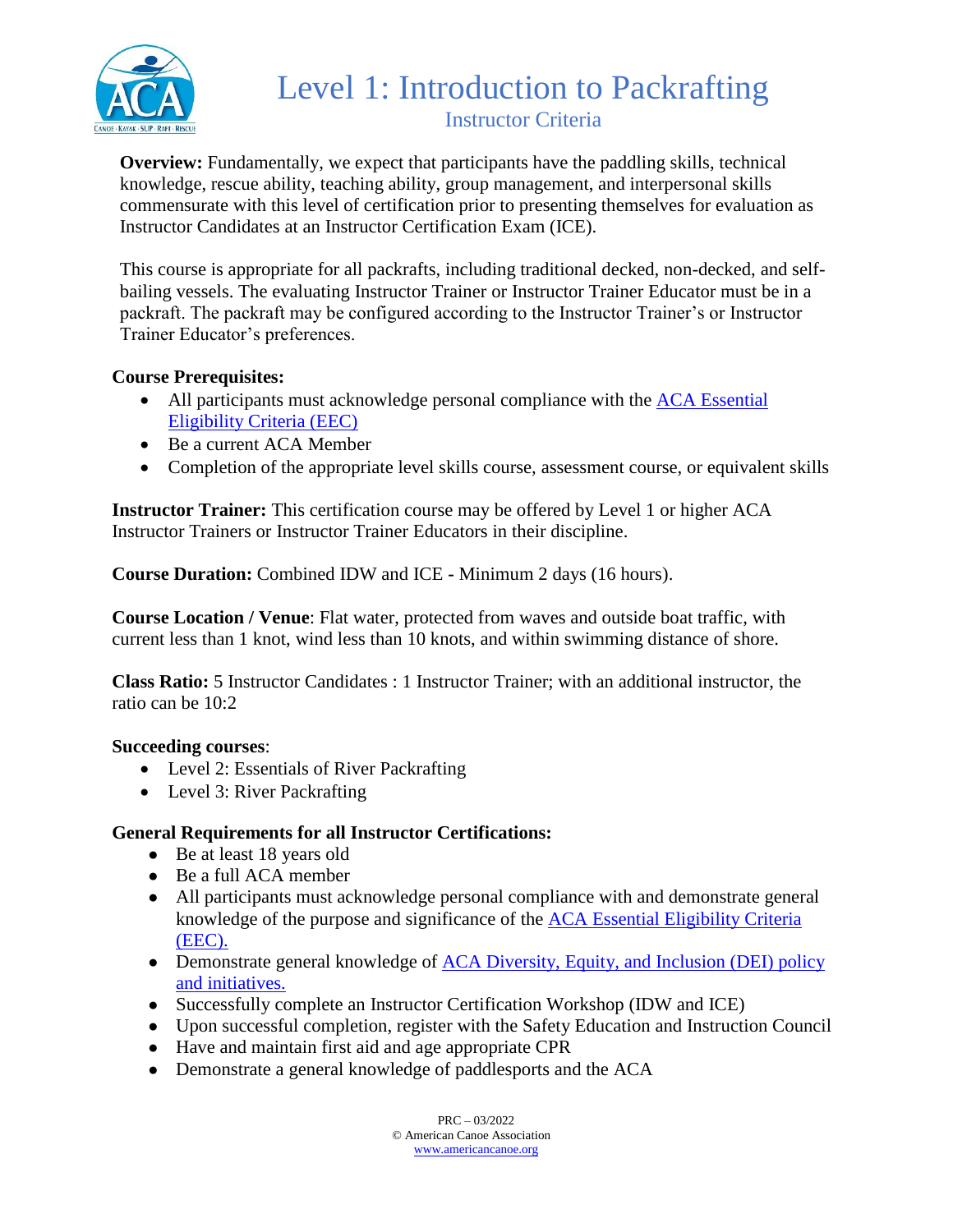# Level 1: Introduction to Packrafting

## Instructor Criteria

**Overview:** Fundamentally, we expect that participants have the paddling skills, technical knowledge, rescue ability, teaching ability, group management, and interpersonal skills commensurate with this level of certification prior to presenting themselves for evaluation as Instructor Candidates at an Instructor Certification Exam (ICE).

This course is appropriate for all packrafts, including traditional decked, non-decked, and self-bailing vessels. The evaluating Instructor Trainer or Instructor Trainer Educator must be in a packraft. The packraft may be configured according to the Instructor Trainer's or Instructor Trainer Educator's preferences.

**Course Prerequisites:**

- All participants must acknowledge personal compliance with the ACA Essential Eligibility Criteria (EEC)
- Be a current ACA Member
- Completion of the appropriate level skills course, assessment course, or equivalent skills

**Instructor Trainer:** This certification course may be offered by Level 1 or higher ACA Instructor Trainers or Instructor Trainer Educators in their discipline.

**Course Duration:** Combined IDW and ICE - Minimum 2 days (16 hours).

**Course Location / Venue**: Flat water, protected from waves and outside boat traffic, with current less than 1 knot, wind less than 10 knots, and within swimming distance of shore.

**Class Ratio:** 5 Instructor Candidates : 1 Instructor Trainer; with an additional instructor, the ratio can be 10:2

**Succeeding courses**:

- Level 2: Essentials of River Packrafting
- Level 3: River Packrafting

**General Requirements for all Instructor Certifications:**

- Be at least 18 years old
- Be a full ACA member
- All participants must acknowledge personal compliance with and demonstrate general knowledge of the purpose and significance of the ACA Essential Eligibility Criteria (EEC).
- Demonstrate general knowledge of ACA Diversity, Equity, and Inclusion (DEI) policy and initiatives.
- Successfully complete an Instructor Certification Workshop (IDW and ICE)
- Upon successful completion, register with the Safety Education and Instruction Council
- Have and maintain first aid and age appropriate CPR
- Demonstrate a general knowledge of paddlesports and the ACA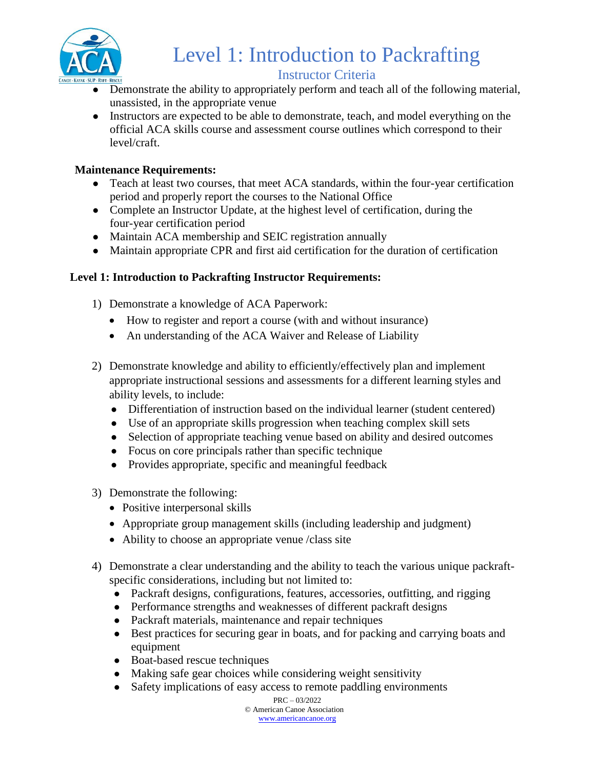# Level 1: Introduction to Packrafting

## Instructor Criteria

- Demonstrate the ability to appropriately perform and teach all of the following material, unassisted, in the appropriate venue
- Instructors are expected to be able to demonstrate, teach, and model everything on the official ACA skills course and assessment course outlines which correspond to their level/craft.

**Maintenance Requirements:**

- Teach at least two courses, that meet ACA standards, within the four-year certification period and properly report the courses to the National Office
- Complete an Instructor Update, at the highest level of certification, during the four-year certification period
- Maintain ACA membership and SEIC registration annually
- Maintain appropriate CPR and first aid certification for the duration of certification

**Level 1: Introduction to Packrafting Instructor Requirements:**

1) Demonstrate a knowledge of ACA Paperwork:
   - How to register and report a course (with and without insurance)
   - An understanding of the ACA Waiver and Release of Liability

2) Demonstrate knowledge and ability to efficiently/effectively plan and implement appropriate instructional sessions and assessments for a different learning styles and ability levels, to include:
   - Differentiation of instruction based on the individual learner (student centered)
   - Use of an appropriate skills progression when teaching complex skill sets
   - Selection of appropriate teaching venue based on ability and desired outcomes
   - Focus on core principals rather than specific technique
   - Provides appropriate, specific and meaningful feedback

3) Demonstrate the following:
   - Positive interpersonal skills
   - Appropriate group management skills (including leadership and judgment)
   - Ability to choose an appropriate venue /class site

4) Demonstrate a clear understanding and the ability to teach the various unique packraft-specific considerations, including but not limited to:
   - Packraft designs, configurations, features, accessories, outfitting, and rigging
   - Performance strengths and weaknesses of different packraft designs
   - Packraft materials, maintenance and repair techniques
   - Best practices for securing gear in boats, and for packing and carrying boats and equipment
   - Boat-based rescue techniques
   - Making safe gear choices while considering weight sensitivity
   - Safety implications of easy access to remote paddling environments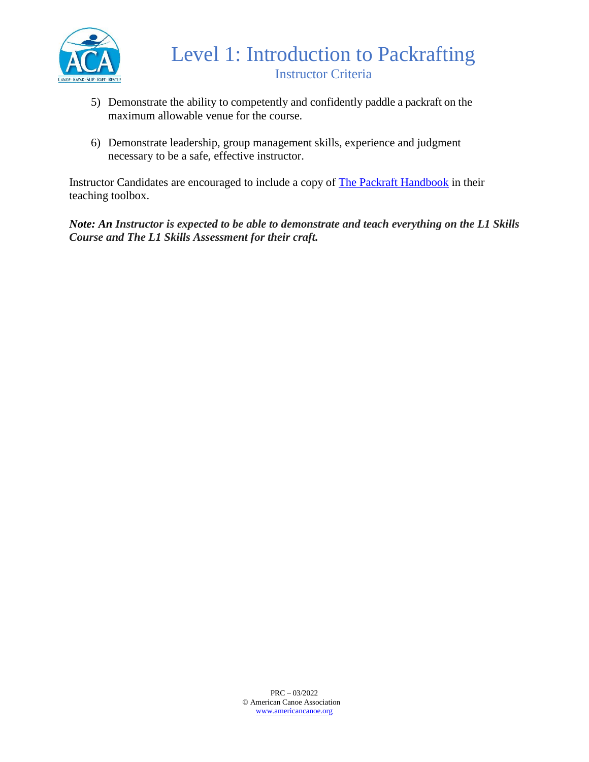5) Demonstrate the ability to competently and confidently paddle a packraft on the maximum allowable venue for the course.

6) Demonstrate leadership, group management skills, experience and judgment necessary to be a safe, effective instructor.

Instructor Candidates are encouraged to include a copy of [The Packraft Handbook]() in their teaching toolbox.

***Note: An Instructor is expected to be able to demonstrate and teach everything on the L1 Skills Course and The L1 Skills Assessment for their craft.***